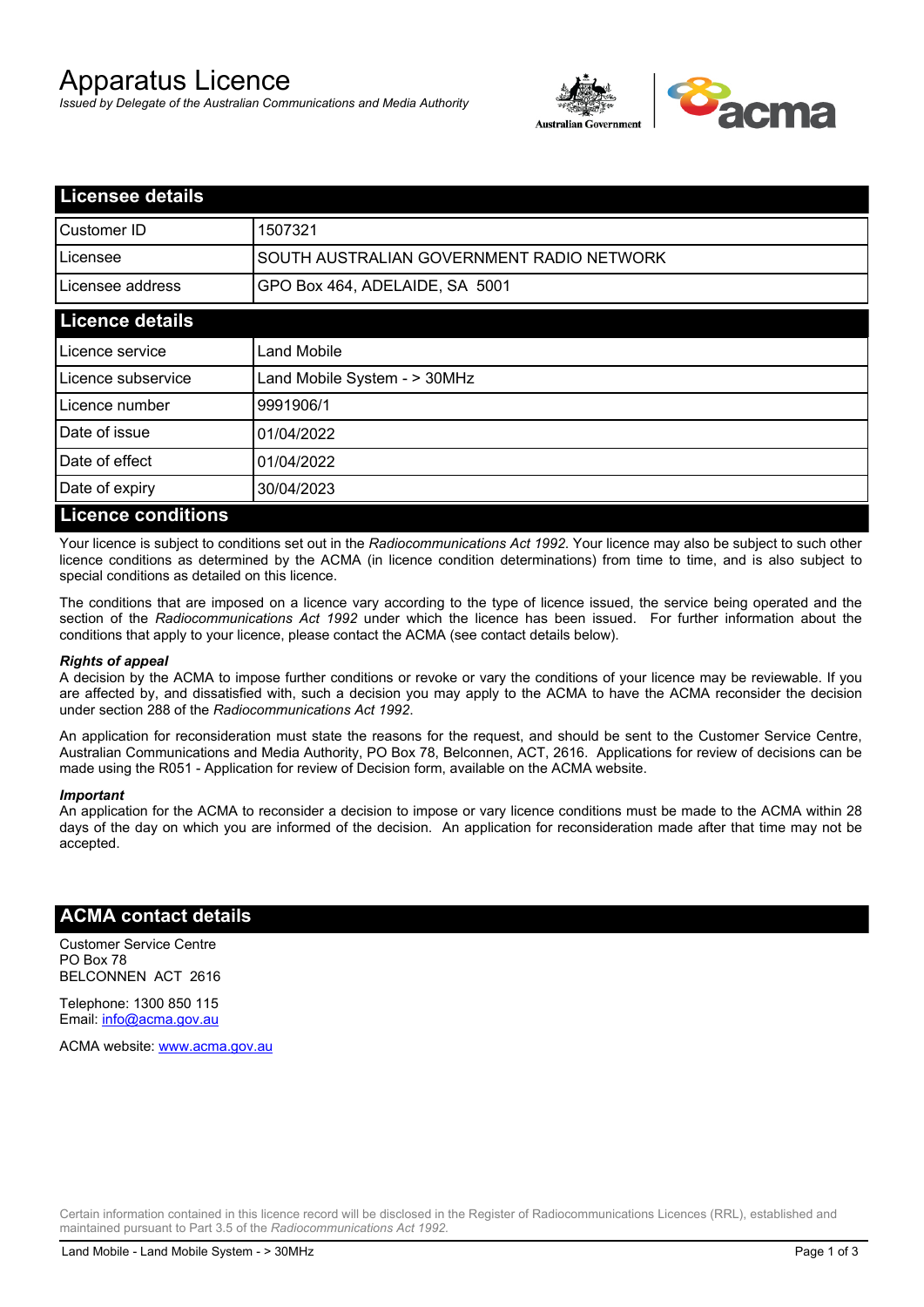# Apparatus Licence

*Issued by Delegate of the Australian Communications and Media Authority*

## Licensee details

| | |
|---|---|
| Customer ID | 1507321 |
| Licensee | SOUTH AUSTRALIAN GOVERNMENT RADIO NETWORK |
| Licensee address | GPO Box 464, ADELAIDE, SA 5001 |

## Licence details

| | |
|---|---|
| Licence service | Land Mobile |
| Licence subservice | Land Mobile System - > 30MHz |
| Licence number | 9991906/1 |
| Date of issue | 01/04/2022 |
| Date of effect | 01/04/2022 |
| Date of expiry | 30/04/2023 |

## Licence conditions

Your licence is subject to conditions set out in the *Radiocommunications Act 1992*. Your licence may also be subject to such other licence conditions as determined by the ACMA (in licence condition determinations) from time to time, and is also subject to special conditions as detailed on this licence.

The conditions that are imposed on a licence vary according to the type of licence issued, the service being operated and the section of the *Radiocommunications Act 1992* under which the licence has been issued. For further information about the conditions that apply to your licence, please contact the ACMA (see contact details below).

***Rights of appeal***

A decision by the ACMA to impose further conditions or revoke or vary the conditions of your licence may be reviewable. If you are affected by, and dissatisfied with, such a decision you may apply to the ACMA to have the ACMA reconsider the decision under section 288 of the *Radiocommunications Act 1992*.

An application for reconsideration must state the reasons for the request, and should be sent to the Customer Service Centre, Australian Communications and Media Authority, PO Box 78, Belconnen, ACT, 2616. Applications for review of decisions can be made using the R051 - Application for review of Decision form, available on the ACMA website.

***Important***

An application for the ACMA to reconsider a decision to impose or vary licence conditions must be made to the ACMA within 28 days of the day on which you are informed of the decision. An application for reconsideration made after that time may not be accepted.

## ACMA contact details

Customer Service Centre
PO Box 78
BELCONNEN ACT 2616

Telephone: 1300 850 115
Email: info@acma.gov.au

ACMA website: www.acma.gov.au

Certain information contained in this licence record will be disclosed in the Register of Radiocommunications Licences (RRL), established and maintained pursuant to Part 3.5 of the *Radiocommunications Act 1992.*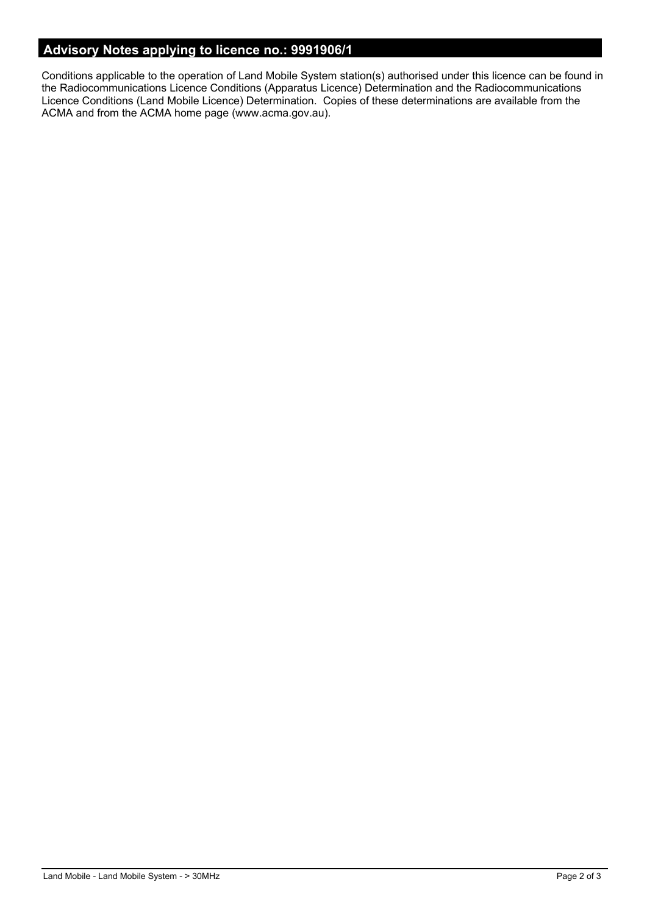## Advisory Notes applying to licence no.: 9991906/1

Conditions applicable to the operation of Land Mobile System station(s) authorised under this licence can be found in the Radiocommunications Licence Conditions (Apparatus Licence) Determination and the Radiocommunications Licence Conditions (Land Mobile Licence) Determination. Copies of these determinations are available from the ACMA and from the ACMA home page (www.acma.gov.au).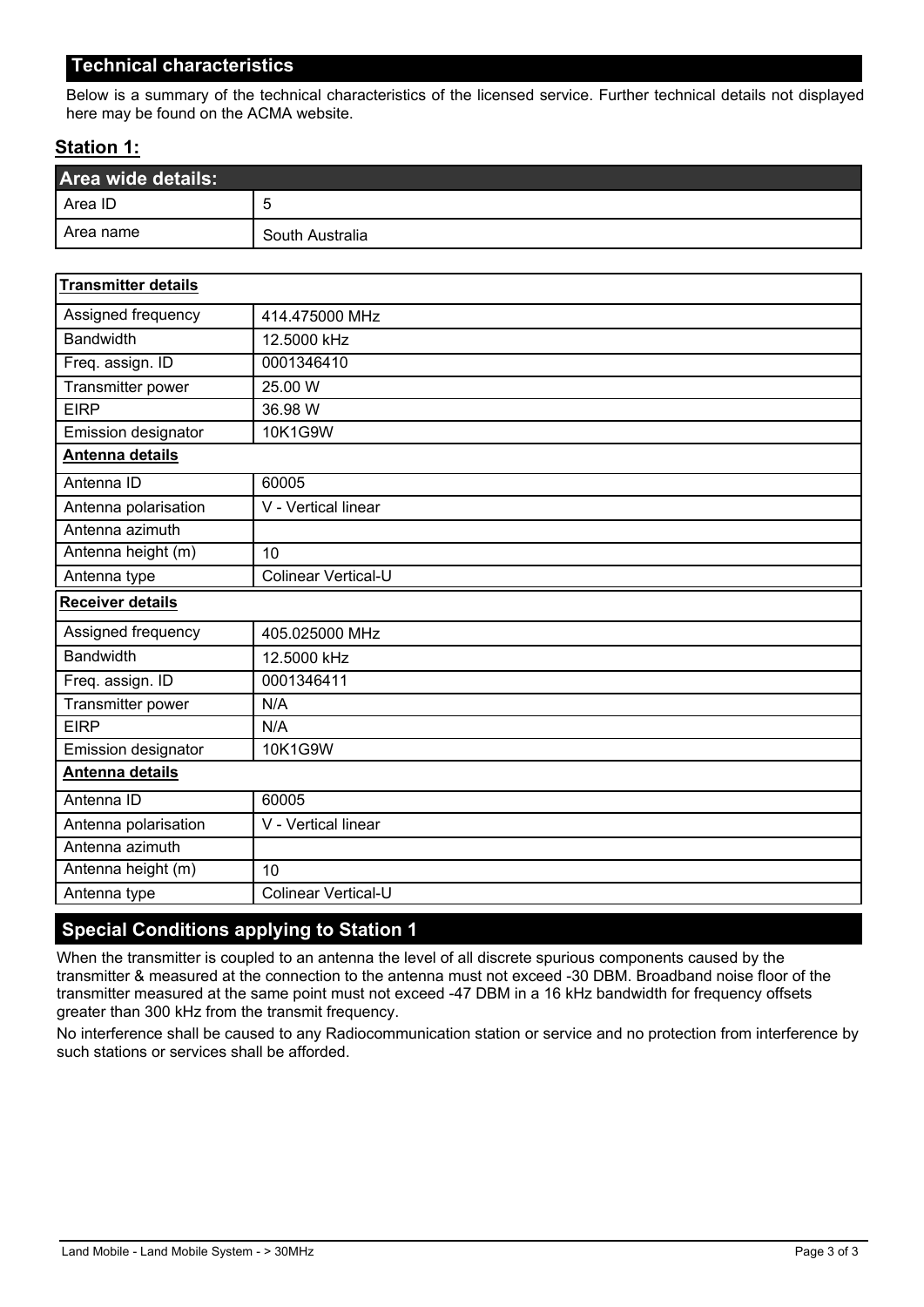## Technical characteristics

Below is a summary of the technical characteristics of the licensed service. Further technical details not displayed here may be found on the ACMA website.

### Station 1:

| Area wide details: | |
|---|---|
| Area ID | 5 |
| Area name | South Australia |

| **Transmitter details** | |
|---|---|
| Assigned frequency | 414.475000 MHz |
| Bandwidth | 12.5000 kHz |
| Freq. assign. ID | 0001346410 |
| Transmitter power | 25.00 W |
| EIRP | 36.98 W |
| Emission designator | 10K1G9W |
| **Antenna details** | |
| Antenna ID | 60005 |
| Antenna polarisation | V - Vertical linear |
| Antenna azimuth | |
| Antenna height (m) | 10 |
| Antenna type | Colinear Vertical-U |
| **Receiver details** | |
| Assigned frequency | 405.025000 MHz |
| Bandwidth | 12.5000 kHz |
| Freq. assign. ID | 0001346411 |
| Transmitter power | N/A |
| EIRP | N/A |
| Emission designator | 10K1G9W |
| **Antenna details** | |
| Antenna ID | 60005 |
| Antenna polarisation | V - Vertical linear |
| Antenna azimuth | |
| Antenna height (m) | 10 |
| Antenna type | Colinear Vertical-U |

## Special Conditions applying to Station 1

When the transmitter is coupled to an antenna the level of all discrete spurious components caused by the transmitter & measured at the connection to the antenna must not exceed -30 DBM. Broadband noise floor of the transmitter measured at the same point must not exceed -47 DBM in a 16 kHz bandwidth for frequency offsets greater than 300 kHz from the transmit frequency.

No interference shall be caused to any Radiocommunication station or service and no protection from interference by such stations or services shall be afforded.